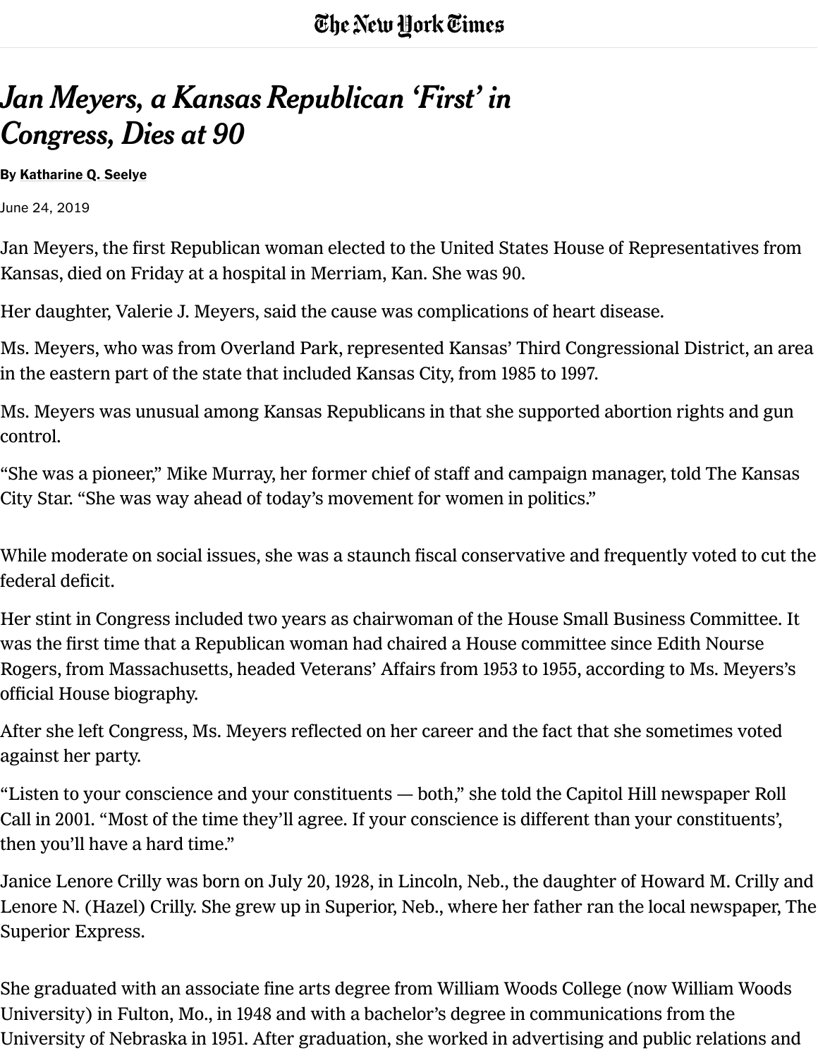# *Jan Meyers, a Kansas Republican 'First' in Congress, Dies at 90*

**By Katharine Q. Seelye**

June 24, 2019

Jan Meyers, the first Republican woman elected to the United States House of Representatives from Kansas, died on Friday at a hospital in Merriam, Kan. She was 90.

Her daughter, Valerie J. Meyers, said the cause was complications of heart disease.

Ms. Meyers, who was from Overland Park, represented Kansas' Third Congressional District, an area in the eastern part of the state that included Kansas City, from 1985 to 1997.

Ms. Meyers was unusual among Kansas Republicans in that she supported abortion rights and gun control.

"She was a pioneer," Mike Murray, her former chief of staff and campaign manager, told The Kansas City Star. "She was way ahead of today's movement for women in politics."

While moderate on social issues, she was a staunch fiscal conservative and frequently voted to cut the federal deficit.

Her stint in Congress included two years as chairwoman of the House Small Business Committee. It was the first time that a Republican woman had chaired a House committee since Edith Nourse Rogers, from Massachusetts, headed Veterans' Affairs from 1953 to 1955, according to Ms. Meyers's official House biography.

After she left Congress, Ms. Meyers reflected on her career and the fact that she sometimes voted against her party.

"Listen to your conscience and your constituents — both," she told the Capitol Hill newspaper Roll Call in 2001. "Most of the time they'll agree. If your conscience is different than your constituents', then you'll have a hard time."

Janice Lenore Crilly was born on July 20, 1928, in Lincoln, Neb., the daughter of Howard M. Crilly and Lenore N. (Hazel) Crilly. She grew up in Superior, Neb., where her father ran the local newspaper, The Superior Express.

She graduated with an associate fine arts degree from William Woods College (now William Woods University) in Fulton, Mo., in 1948 and with a bachelor's degree in communications from the University of Nebraska in 1951. After graduation, she worked in advertising and public relations and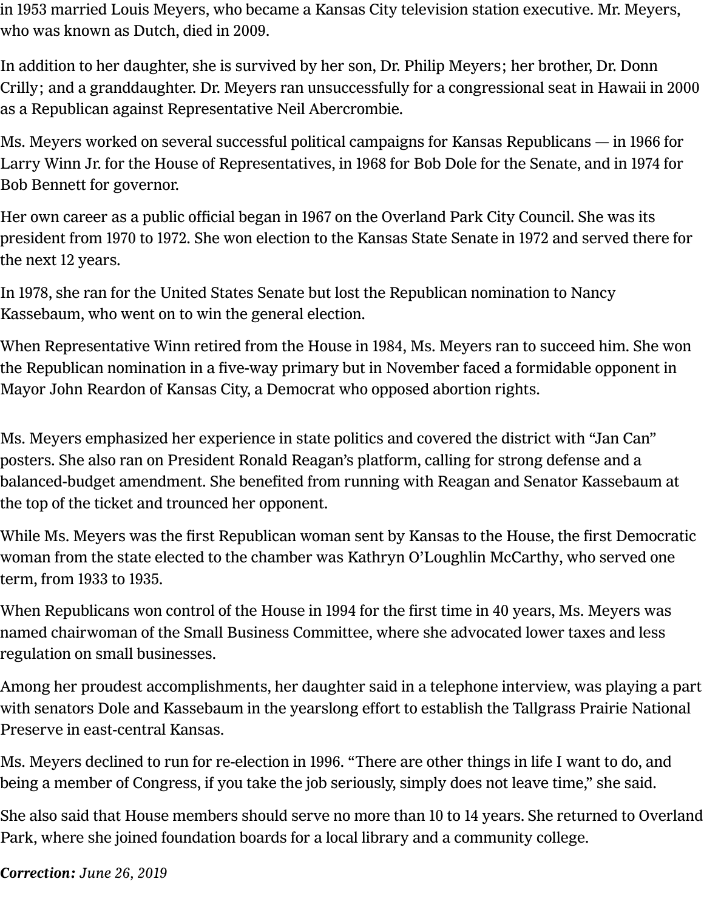in 1953 married Louis Meyers, who became a Kansas City television station executive. Mr. Meyers, who was known as Dutch, died in 2009.

In addition to her daughter, she is survived by her son, Dr. Philip Meyers; her brother, Dr. Donn Crilly; and a granddaughter. Dr. Meyers ran unsuccessfully for a congressional seat in Hawaii in 2000 as a Republican against Representative Neil Abercrombie.

Ms. Meyers worked on several successful political campaigns for Kansas Republicans — in 1966 for Larry Winn Jr. for the House of Representatives, in 1968 for Bob Dole for the Senate, and in 1974 for Bob Bennett for governor.

Her own career as a public official began in 1967 on the Overland Park City Council. She was its president from 1970 to 1972. She won election to the Kansas State Senate in 1972 and served there for the next 12 years.

In 1978, she ran for the United States Senate but lost the Republican nomination to Nancy Kassebaum, who went on to win the general election.

When Representative Winn retired from the House in 1984, Ms. Meyers ran to succeed him. She won the Republican nomination in a five-way primary but in November faced a formidable opponent in Mayor John Reardon of Kansas City, a Democrat who opposed abortion rights.

Ms. Meyers emphasized her experience in state politics and covered the district with "Jan Can" posters. She also ran on President Ronald Reagan's platform, calling for strong defense and a balanced-budget amendment. She benefited from running with Reagan and Senator Kassebaum at the top of the ticket and trounced her opponent.

While Ms. Meyers was the first Republican woman sent by Kansas to the House, the first Democratic woman from the state elected to the chamber was Kathryn O'Loughlin McCarthy, who served one term, from 1933 to 1935.

When Republicans won control of the House in 1994 for the first time in 40 years, Ms. Meyers was named chairwoman of the Small Business Committee, where she advocated lower taxes and less regulation on small businesses.

Among her proudest accomplishments, her daughter said in a telephone interview, was playing a part with senators Dole and Kassebaum in the yearslong effort to establish the Tallgrass Prairie National Preserve in east-central Kansas.

Ms. Meyers declined to run for re-election in 1996. "There are other things in life I want to do, and being a member of Congress, if you take the job seriously, simply does not leave time," she said.

She also said that House members should serve no more than 10 to 14 years. She returned to Overland Park, where she joined foundation boards for a local library and a community college.

***Correction:*** *June 26, 2019*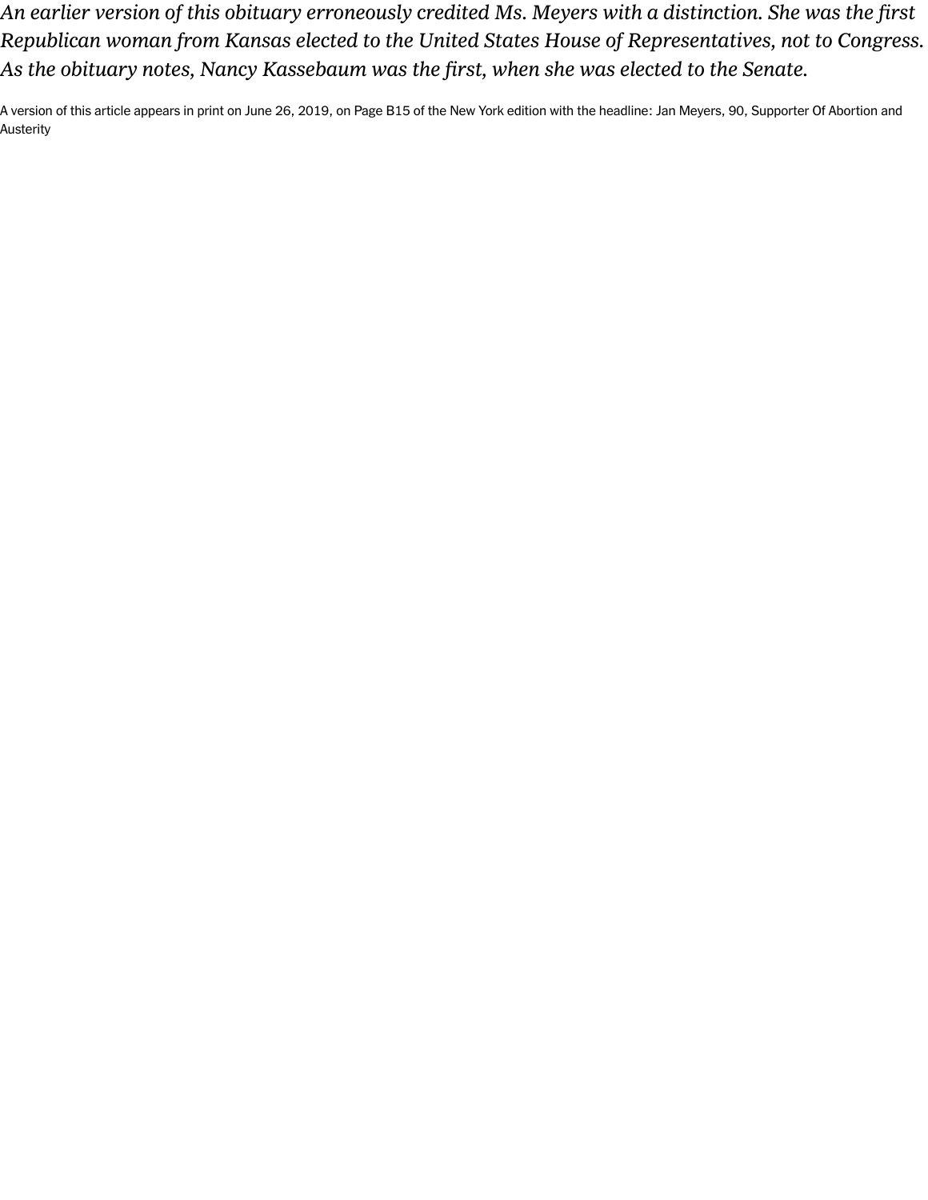*An earlier version of this obituary erroneously credited Ms. Meyers with a distinction. She was the first Republican woman from Kansas elected to the United States House of Representatives, not to Congress. As the obituary notes, Nancy Kassebaum was the first, when she was elected to the Senate.*

A version of this article appears in print on June 26, 2019, on Page B15 of the New York edition with the headline: Jan Meyers, 90, Supporter Of Abortion and Austerity